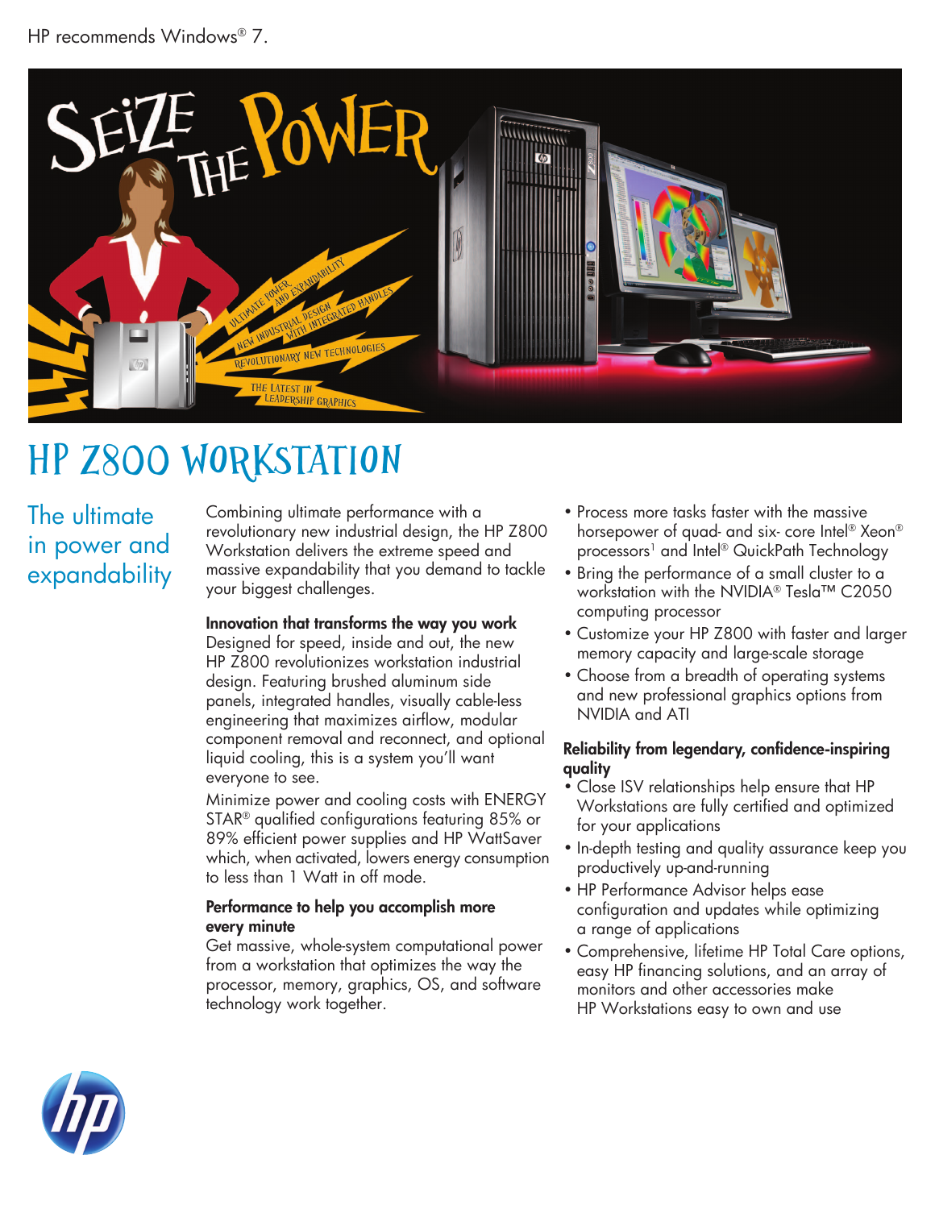HP recommends Windows® 7.

SEIZE THE POWER

ULTIMATE POWER AND EXPANDABILITY

NEW INDUSTRIAL DESIGN WITH INTEGRATED HANDLES

REVOLUTIONARY NEW TECHNOLOGIES

THE LATEST IN LEADERSHIP GRAPHICS

# HP Z800 Workstation

## The ultimate in power and expandability

Combining ultimate performance with a revolutionary new industrial design, the HP Z800 Workstation delivers the extreme speed and massive expandability that you demand to tackle your biggest challenges.

**Innovation that transforms the way you work**

Designed for speed, inside and out, the new HP Z800 revolutionizes workstation industrial design. Featuring brushed aluminum side panels, integrated handles, visually cable-less engineering that maximizes airflow, modular component removal and reconnect, and optional liquid cooling, this is a system you'll want everyone to see.

Minimize power and cooling costs with ENERGY STAR® qualified configurations featuring 85% or 89% efficient power supplies and HP WattSaver which, when activated, lowers energy consumption to less than 1 Watt in off mode.

**Performance to help you accomplish more every minute**

Get massive, whole-system computational power from a workstation that optimizes the way the processor, memory, graphics, OS, and software technology work together.

- Process more tasks faster with the massive horsepower of quad- and six- core Intel® Xeon® processors[1] and Intel® QuickPath Technology
- Bring the performance of a small cluster to a workstation with the NVIDIA® Tesla™ C2050 computing processor
- Customize your HP Z800 with faster and larger memory capacity and large-scale storage
- Choose from a breadth of operating systems and new professional graphics options from NVIDIA and ATI

**Reliability from legendary, confidence-inspiring quality**

- Close ISV relationships help ensure that HP Workstations are fully certified and optimized for your applications
- In-depth testing and quality assurance keep you productively up-and-running
- HP Performance Advisor helps ease configuration and updates while optimizing a range of applications
- Comprehensive, lifetime HP Total Care options, easy HP financing solutions, and an array of monitors and other accessories make HP Workstations easy to own and use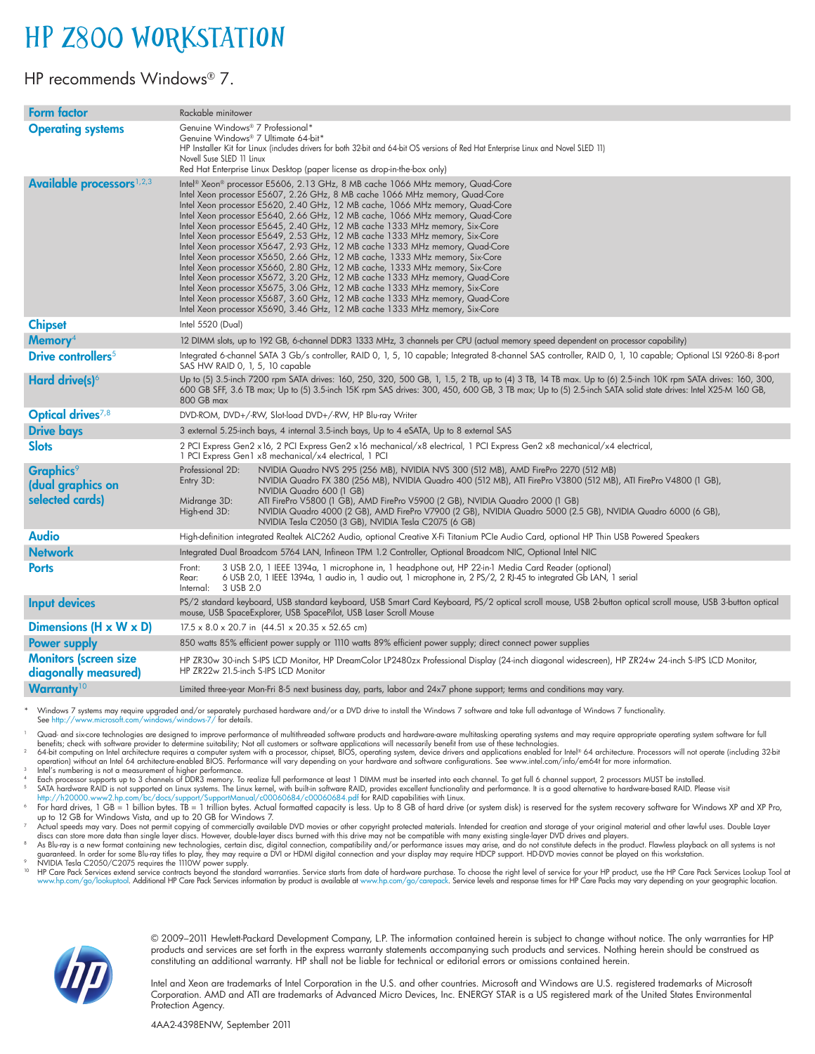# HP Z800 Workstation

HP recommends Windows® 7.

| | |
|---|---|
| **Form factor** | Rackable minitower |
| **Operating systems** | Genuine Windows® 7 Professional*<br>Genuine Windows® 7 Ultimate 64-bit*<br>HP Installer Kit for Linux (includes drivers for both 32-bit and 64-bit OS versions of Red Hat Enterprise Linux and Novel SLED 11)<br>Novell Suse SLED 11 Linux<br>Red Hat Enterprise Linux Desktop (paper license as drop-in-the-box only) |
| **Available processors**[1,2,3] | Intel® Xeon® processor E5606, 2.13 GHz, 8 MB cache 1066 MHz memory, Quad-Core<br>Intel Xeon processor E5607, 2.26 GHz, 8 MB cache 1066 MHz memory, Quad-Core<br>Intel Xeon processor E5620, 2.40 GHz, 12 MB cache, 1066 MHz memory, Quad-Core<br>Intel Xeon processor E5640, 2.66 GHz, 12 MB cache, 1066 MHz memory, Quad-Core<br>Intel Xeon processor E5645, 2.40 GHz, 12 MB cache 1333 MHz memory, Six-Core<br>Intel Xeon processor E5649, 2.53 GHz, 12 MB cache 1333 MHz memory, Six-Core<br>Intel Xeon processor X5647, 2.93 GHz, 12 MB cache 1333 MHz memory, Quad-Core<br>Intel Xeon processor X5650, 2.66 GHz, 12 MB cache, 1333 MHz memory, Six-Core<br>Intel Xeon processor X5660, 2.80 GHz, 12 MB cache, 1333 MHz memory, Six-Core<br>Intel Xeon processor X5672, 3.20 GHz, 12 MB cache 1333 MHz memory, Quad-Core<br>Intel Xeon processor X5675, 3.06 GHz, 12 MB cache 1333 MHz memory, Six-Core<br>Intel Xeon processor X5687, 3.60 GHz, 12 MB cache 1333 MHz memory, Quad-Core<br>Intel Xeon processor X5690, 3.46 GHz, 12 MB cache 1333 MHz memory, Six-Core |
| **Chipset** | Intel 5520 (Dual) |
| **Memory**[4] | 12 DIMM slots, up to 192 GB, 6-channel DDR3 1333 MHz, 3 channels per CPU (actual memory speed dependent on processor capability) |
| **Drive controllers**[5] | Integrated 6-channel SATA 3 Gb/s controller, RAID 0, 1, 5, 10 capable; Integrated 8-channel SAS controller, RAID 0, 1, 10 capable; Optional LSI 9260-8i 8-port SAS HW RAID 0, 1, 5, 10 capable |
| **Hard drive(s)**[6] | Up to (5) 3.5-inch 7200 rpm SATA drives: 160, 250, 320, 500 GB, 1, 1.5, 2 TB, up to (4) 3 TB, 14 TB max. Up to (6) 2.5-inch 10K rpm SATA drives: 160, 300, 600 GB SFF, 3.6 TB max; Up to (5) 3.5-inch 15K rpm SAS drives: 300, 450, 600 GB, 3 TB max; Up to (5) 2.5-inch SATA solid state drives: Intel X25-M 160 GB, 800 GB max |
| **Optical drives**[7,8] | DVD-ROM, DVD+/-RW, Slot-load DVD+/-RW, HP Blu-ray Writer |
| **Drive bays** | 3 external 5.25-inch bays, 4 internal 3.5-inch bays, Up to 4 eSATA, Up to 8 external SAS |
| **Slots** | 2 PCI Express Gen2 x16, 2 PCI Express Gen2 x16 mechanical/x8 electrical, 1 PCI Express Gen2 x8 mechanical/x4 electrical,<br>1 PCI Express Gen1 x8 mechanical/x4 electrical, 1 PCI |
| **Graphics**[9] **(dual graphics on selected cards)** | Professional 2D: NVIDIA Quadro NVS 295 (256 MB), NVIDIA NVS 300 (512 MB), AMD FirePro 2270 (512 MB)<br>Entry 3D: NVIDIA Quadro FX 380 (256 MB), NVIDIA Quadro 400 (512 MB), ATI FirePro V3800 (512 MB), ATI FirePro V4800 (1 GB), NVIDIA Quadro 600 (1 GB)<br>Midrange 3D: ATI FirePro V5800 (1 GB), AMD FirePro V5900 (2 GB), NVIDIA Quadro 2000 (1 GB)<br>High-end 3D: NVIDIA Quadro 4000 (2 GB), AMD FirePro V7900 (2 GB), NVIDIA Quadro 5000 (2.5 GB), NVIDIA Quadro 6000 (6 GB), NVIDIA Tesla C2050 (3 GB), NVIDIA Tesla C2075 (6 GB) |
| **Audio** | High-definition integrated Realtek ALC262 Audio, optional Creative X-Fi Titanium PCIe Audio Card, optional HP Thin USB Powered Speakers |
| **Network** | Integrated Dual Broadcom 5764 LAN, Infineon TPM 1.2 Controller, Optional Broadcom NIC, Optional Intel NIC |
| **Ports** | Front: 3 USB 2.0, 1 IEEE 1394a, 1 microphone in, 1 headphone out, HP 22-in-1 Media Card Reader (optional)<br>Rear: 6 USB 2.0, 1 IEEE 1394a, 1 audio in, 1 audio out, 1 microphone in, 2 PS/2, 2 RJ-45 to integrated Gb LAN, 1 serial<br>Internal: 3 USB 2.0 |
| **Input devices** | PS/2 standard keyboard, USB standard keyboard, USB Smart Card Keyboard, PS/2 optical scroll mouse, USB 2-button optical scroll mouse, USB 3-button optical mouse, USB SpaceExplorer, USB SpacePilot, USB Laser Scroll Mouse |
| **Dimensions (H x W x D)** | 17.5 x 8.0 x 20.7 in (44.51 x 20.35 x 52.65 cm) |
| **Power supply** | 850 watts 85% efficient power supply or 1110 watts 89% efficient power supply; direct connect power supplies |
| **Monitors (screen size diagonally measured)** | HP ZR30w 30-inch S-IPS LCD Monitor, HP DreamColor LP2480zx Professional Display (24-inch diagonal widescreen), HP ZR24w 24-inch S-IPS LCD Monitor, HP ZR22w 21.5-inch S-IPS LCD Monitor |
| **Warranty**[10] | Limited three-year Mon-Fri 8-5 next business day, parts, labor and 24x7 phone support; terms and conditions may vary. |

\* Windows 7 systems may require upgraded and/or separately purchased hardware and/or a DVD drive to install the Windows 7 software and take full advantage of Windows 7 functionality. See http://www.microsoft.com/windows/windows-7/ for details.

1. Quad- and six-core technologies are designed to improve performance of multithreaded software products and hardware-aware multitasking operating systems and may require appropriate operating system software for full benefits; check with software provider to determine suitability; Not all customers or software applications will necessarily benefit from use of these technologies.
2. 64-bit computing on Intel architecture requires a computer system with a processor, chipset, BIOS, operating system, device drivers and applications enabled for Intel® 64 architecture. Processors will not operate (including 32-bit operation) without an Intel 64 architecture-enabled BIOS. Performance will vary depending on your hardware and software configurations. See www.intel.com/info/em64t for more information.
3. Intel's numbering is not a measurement of higher performance.
4. Each processor supports up to 3 channels of DDR3 memory. To realize full performance at least 1 DIMM must be inserted into each channel. To get full 6 channel support, 2 processors MUST be installed.
5. SATA hardware RAID is not supported on Linux systems. The Linux kernel, with built-in software RAID, provides excellent functionality and performance. It is a good alternative to hardware-based RAID. Please visit http://h20000.www2.hp.com/bc/docs/support/SupportManual/c00060684/c00060684.pdf for RAID capabilities with Linux.
6. For hard drives, 1 GB = 1 billion bytes. TB = 1 trillion bytes. Actual formatted capacity is less. Up to 8 GB of hard drive (or system disk) is reserved for the system recovery software for Windows XP and XP Pro, up to 12 GB for Windows Vista, and up to 20 GB for Windows 7.
7. Actual speeds may vary. Does not permit copying of commercially available DVD movies or other copyright protected materials. Intended for creation and storage of your original material and other lawful uses. Double Layer discs can store more data than single layer discs. However, double-layer discs burned with this drive may not be compatible with many existing single-layer DVD drives and players.
8. As Blu-ray is a new format containing new technologies, certain disc, digital connection, compatibility and/or performance issues may arise, and do not constitute defects in the product. Flawless playback on all systems is not guaranteed. In order for some Blu-ray titles to play, they may require a DVI or HDMI digital connection and your display may require HDCP support. HD-DVD movies cannot be played on this workstation.
9. NVIDIA Tesla C2050/C2075 requires the 1110W power supply.
10. HP Care Pack Services extend service contracts beyond the standard warranties. Service starts from date of hardware purchase. To choose the right level of service for your HP product, use the HP Care Pack Services Lookup Tool at www.hp.com/go/lookuptool. Additional HP Care Pack Services information by product is available at www.hp.com/go/carepack. Service levels and response times for HP Care Packs may vary depending on your geographic location.

© 2009–2011 Hewlett-Packard Development Company, L.P. The information contained herein is subject to change without notice. The only warranties for HP products and services are set forth in the express warranty statements accompanying such products and services. Nothing herein should be construed as constituting an additional warranty. HP shall not be liable for technical or editorial errors or omissions contained herein.

Intel and Xeon are trademarks of Intel Corporation in the U.S. and other countries. Microsoft and Windows are U.S. registered trademarks of Microsoft Corporation. AMD and ATI are trademarks of Advanced Micro Devices, Inc. ENERGY STAR is a US registered mark of the United States Environmental Protection Agency.

4AA2-4398ENW, September 2011